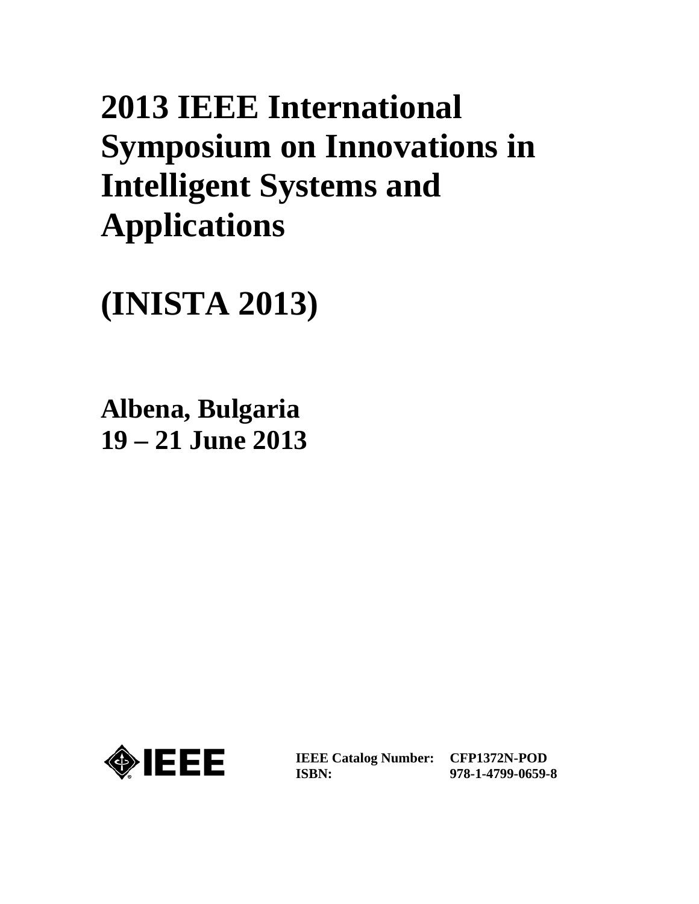# 2013 IEEE International Symposium on Innovations in Intelligent Systems and Applications

# (INISTA 2013)

## Albena, Bulgaria
## 19 – 21 June 2013

IEEE

| | |
|---|---|
| **IEEE Catalog Number:** | **CFP1372N-POD** |
| **ISBN:** | **978-1-4799-0659-8** |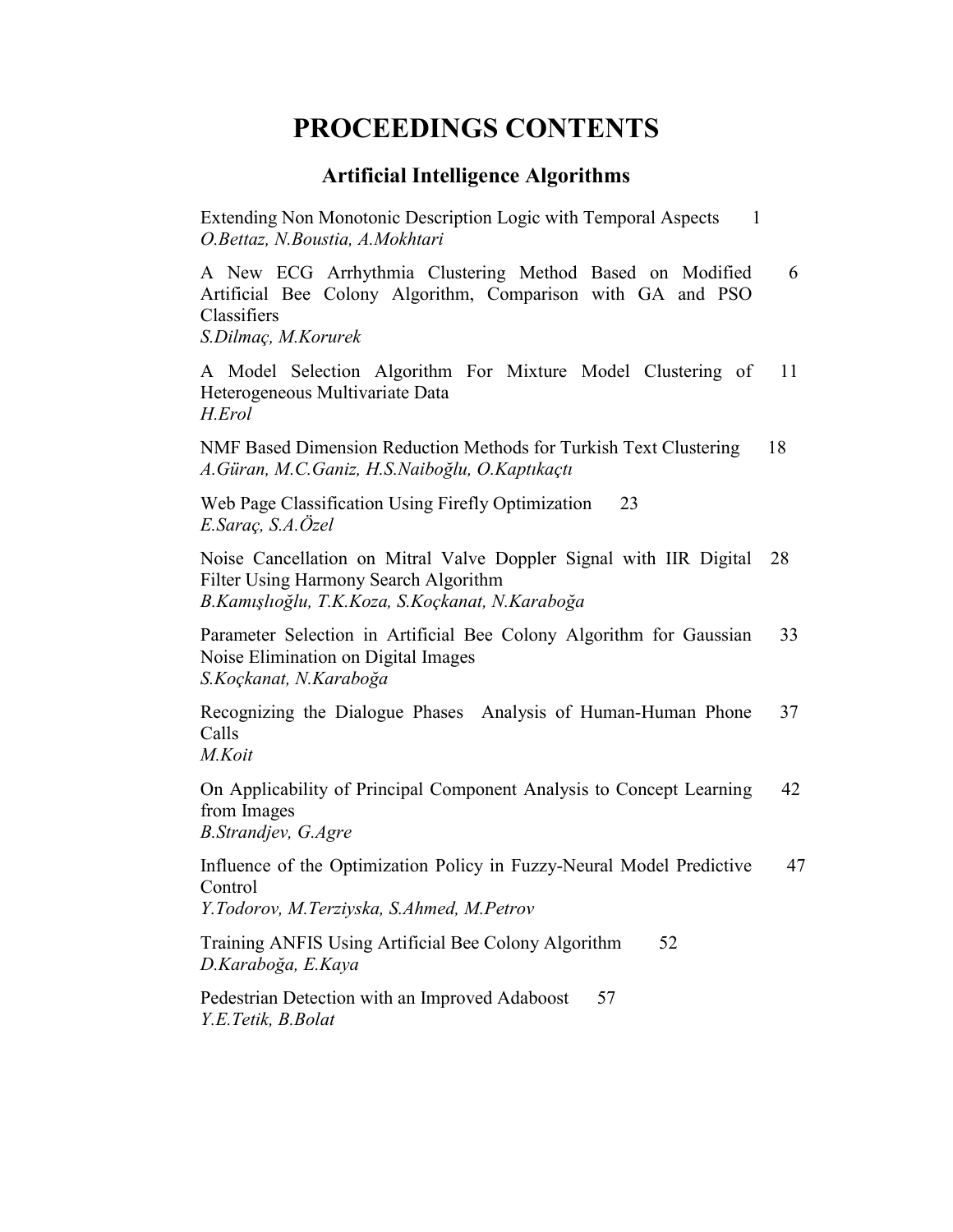# PROCEEDINGS CONTENTS

## Artificial Intelligence Algorithms

Extending Non Monotonic Description Logic with Temporal Aspects 1
*O.Bettaz, N.Boustia, A.Mokhtari*

A New ECG Arrhythmia Clustering Method Based on Modified Artificial Bee Colony Algorithm, Comparison with GA and PSO Classifiers 6
*S.Dilmaç, M.Korurek*

A Model Selection Algorithm For Mixture Model Clustering of Heterogeneous Multivariate Data 11
*H.Erol*

NMF Based Dimension Reduction Methods for Turkish Text Clustering 18
*A.Güran, M.C.Ganiz, H.S.Naiboğlu, O.Kaptıkaçtı*

Web Page Classification Using Firefly Optimization 23
*E.Saraç, S.A.Özel*

Noise Cancellation on Mitral Valve Doppler Signal with IIR Digital Filter Using Harmony Search Algorithm 28
*B.Kamışlıoğlu, T.K.Koza, S.Koçkanat, N.Karaboğa*

Parameter Selection in Artificial Bee Colony Algorithm for Gaussian Noise Elimination on Digital Images 33
*S.Koçkanat, N.Karaboğa*

Recognizing the Dialogue Phases Analysis of Human-Human Phone Calls 37
*M.Koit*

On Applicability of Principal Component Analysis to Concept Learning from Images 42
*B.Strandjev, G.Agre*

Influence of the Optimization Policy in Fuzzy-Neural Model Predictive Control 47
*Y.Todorov, M.Terziyska, S.Ahmed, M.Petrov*

Training ANFIS Using Artificial Bee Colony Algorithm 52
*D.Karaboğa, E.Kaya*

Pedestrian Detection with an Improved Adaboost 57
*Y.E.Tetik, B.Bolat*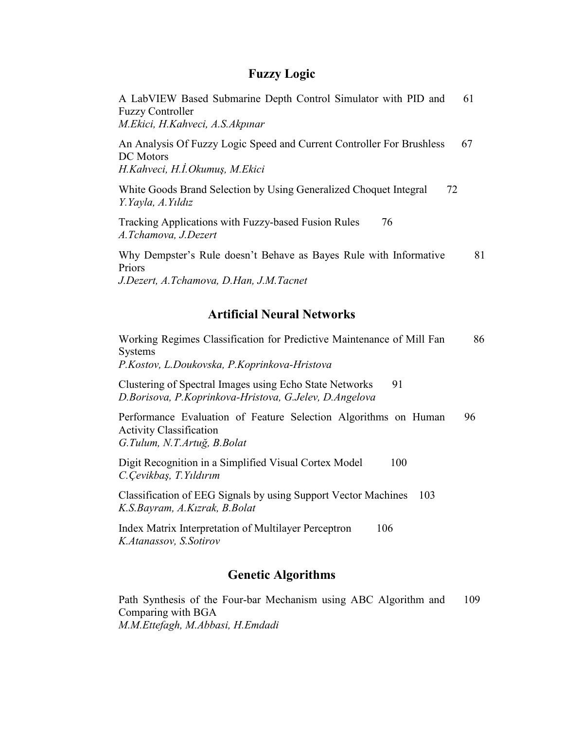## Fuzzy Logic

A LabVIEW Based Submarine Depth Control Simulator with PID and Fuzzy Controller 61
*M.Ekici, H.Kahveci, A.S.Akpınar*

An Analysis Of Fuzzy Logic Speed and Current Controller For Brushless DC Motors 67
*H.Kahveci, H.İ.Okumuş, M.Ekici*

White Goods Brand Selection by Using Generalized Choquet Integral 72
*Y.Yayla, A.Yıldız*

Tracking Applications with Fuzzy-based Fusion Rules 76
*A.Tchamova, J.Dezert*

Why Dempster's Rule doesn't Behave as Bayes Rule with Informative Priors 81
*J.Dezert, A.Tchamova, D.Han, J.M.Tacnet*

## Artificial Neural Networks

Working Regimes Classification for Predictive Maintenance of Mill Fan Systems 86
*P.Kostov, L.Doukovska, P.Koprinkova-Hristova*

Clustering of Spectral Images using Echo State Networks 91
*D.Borisova, P.Koprinkova-Hristova, G.Jelev, D.Angelova*

Performance Evaluation of Feature Selection Algorithms on Human Activity Classification 96
*G.Tulum, N.T.Artuğ, B.Bolat*

Digit Recognition in a Simplified Visual Cortex Model 100
*C.Çevikbaş, T.Yıldırım*

Classification of EEG Signals by using Support Vector Machines 103
*K.S.Bayram, A.Kızrak, B.Bolat*

Index Matrix Interpretation of Multilayer Perceptron 106
*K.Atanassov, S.Sotirov*

## Genetic Algorithms

Path Synthesis of the Four-bar Mechanism using ABC Algorithm and Comparing with BGA 109
*M.M.Ettefagh, M.Abbasi, H.Emdadi*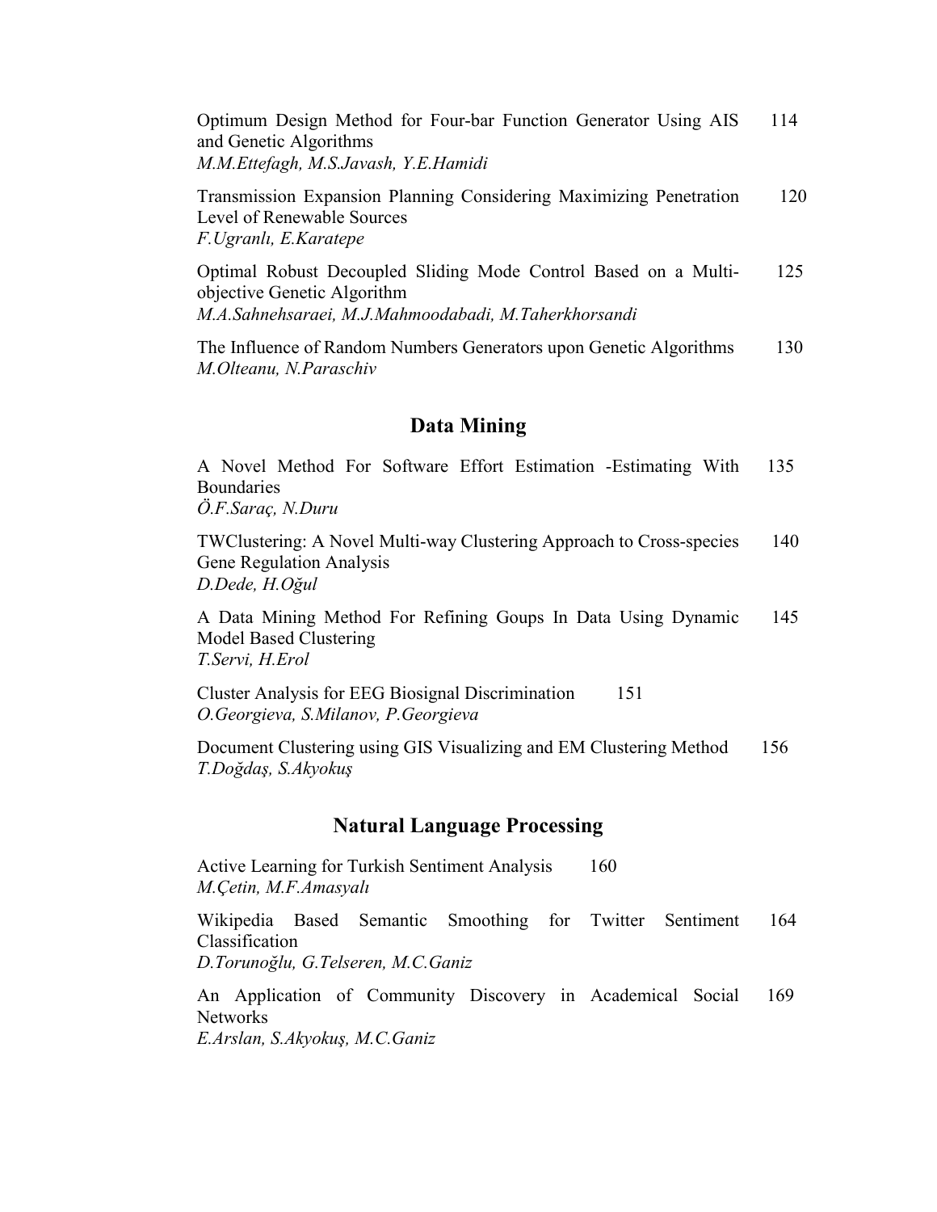Optimum Design Method for Four-bar Function Generator Using AIS and Genetic Algorithms 114
*M.M.Ettefagh, M.S.Javash, Y.E.Hamidi*

Transmission Expansion Planning Considering Maximizing Penetration Level of Renewable Sources 120
*F.Ugranlı, E.Karatepe*

Optimal Robust Decoupled Sliding Mode Control Based on a Multi-objective Genetic Algorithm 125
*M.A.Sahnehsaraei, M.J.Mahmoodabadi, M.Taherkhorsandi*

The Influence of Random Numbers Generators upon Genetic Algorithms 130
*M.Olteanu, N.Paraschiv*

## Data Mining

A Novel Method For Software Effort Estimation -Estimating With Boundaries 135
*Ö.F.Saraç, N.Duru*

TWClustering: A Novel Multi-way Clustering Approach to Cross-species Gene Regulation Analysis 140
*D.Dede, H.Oğul*

A Data Mining Method For Refining Goups In Data Using Dynamic Model Based Clustering 145
*T.Servi, H.Erol*

Cluster Analysis for EEG Biosignal Discrimination 151
*O.Georgieva, S.Milanov, P.Georgieva*

Document Clustering using GIS Visualizing and EM Clustering Method 156
*T.Doğdaş, S.Akyokuş*

## Natural Language Processing

Active Learning for Turkish Sentiment Analysis 160
*M.Çetin, M.F.Amasyalı*

Wikipedia Based Semantic Smoothing for Twitter Sentiment Classification 164
*D.Torunoğlu, G.Telseren, M.C.Ganiz*

An Application of Community Discovery in Academical Social Networks 169
*E.Arslan, S.Akyokuş, M.C.Ganiz*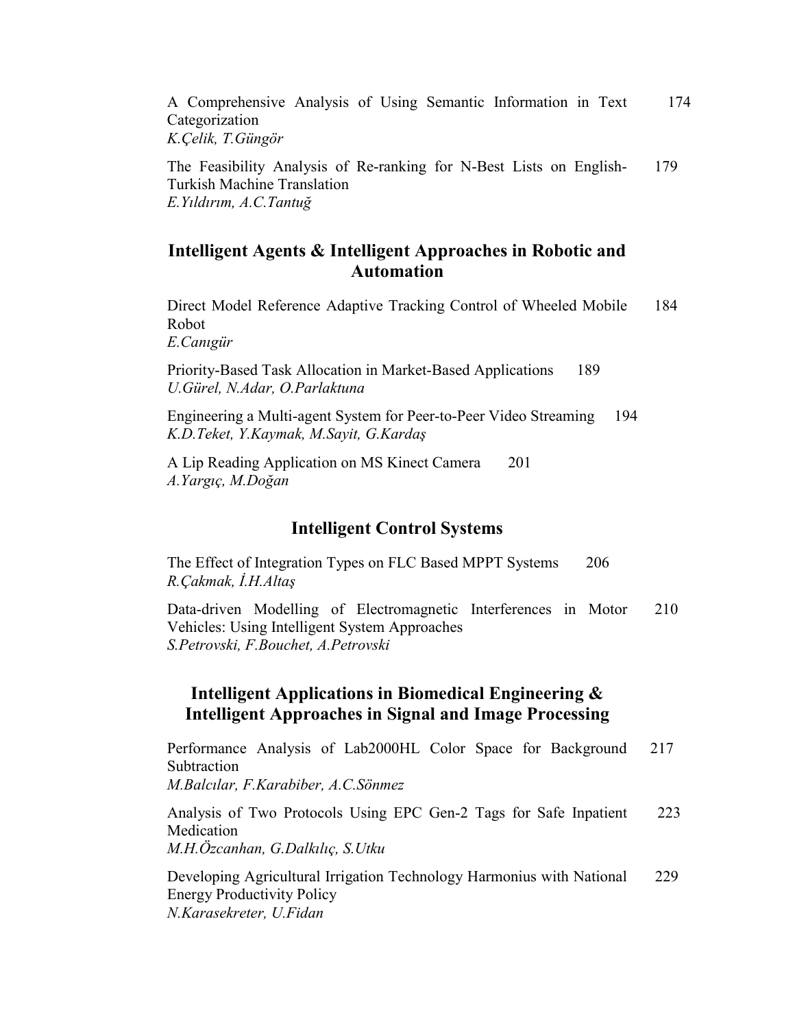A Comprehensive Analysis of Using Semantic Information in Text Categorization 174
*K.Çelik, T.Güngör*

The Feasibility Analysis of Re-ranking for N-Best Lists on English-Turkish Machine Translation 179
*E.Yıldırım, A.C.Tantuğ*

## Intelligent Agents & Intelligent Approaches in Robotic and Automation

Direct Model Reference Adaptive Tracking Control of Wheeled Mobile Robot 184
*E.Canıgür*

Priority-Based Task Allocation in Market-Based Applications 189
*U.Gürel, N.Adar, O.Parlaktuna*

Engineering a Multi-agent System for Peer-to-Peer Video Streaming 194
*K.D.Teket, Y.Kaymak, M.Sayit, G.Kardaş*

A Lip Reading Application on MS Kinect Camera 201
*A.Yargıç, M.Doğan*

## Intelligent Control Systems

The Effect of Integration Types on FLC Based MPPT Systems 206
*R.Çakmak, İ.H.Altaş*

Data-driven Modelling of Electromagnetic Interferences in Motor Vehicles: Using Intelligent System Approaches 210
*S.Petrovski, F.Bouchet, A.Petrovski*

## Intelligent Applications in Biomedical Engineering & Intelligent Approaches in Signal and Image Processing

Performance Analysis of Lab2000HL Color Space for Background Subtraction 217
*M.Balcılar, F.Karabiber, A.C.Sönmez*

Analysis of Two Protocols Using EPC Gen-2 Tags for Safe Inpatient Medication 223
*M.H.Özcanhan, G.Dalkılıç, S.Utku*

Developing Agricultural Irrigation Technology Harmonius with National Energy Productivity Policy 229
*N.Karasekreter, U.Fidan*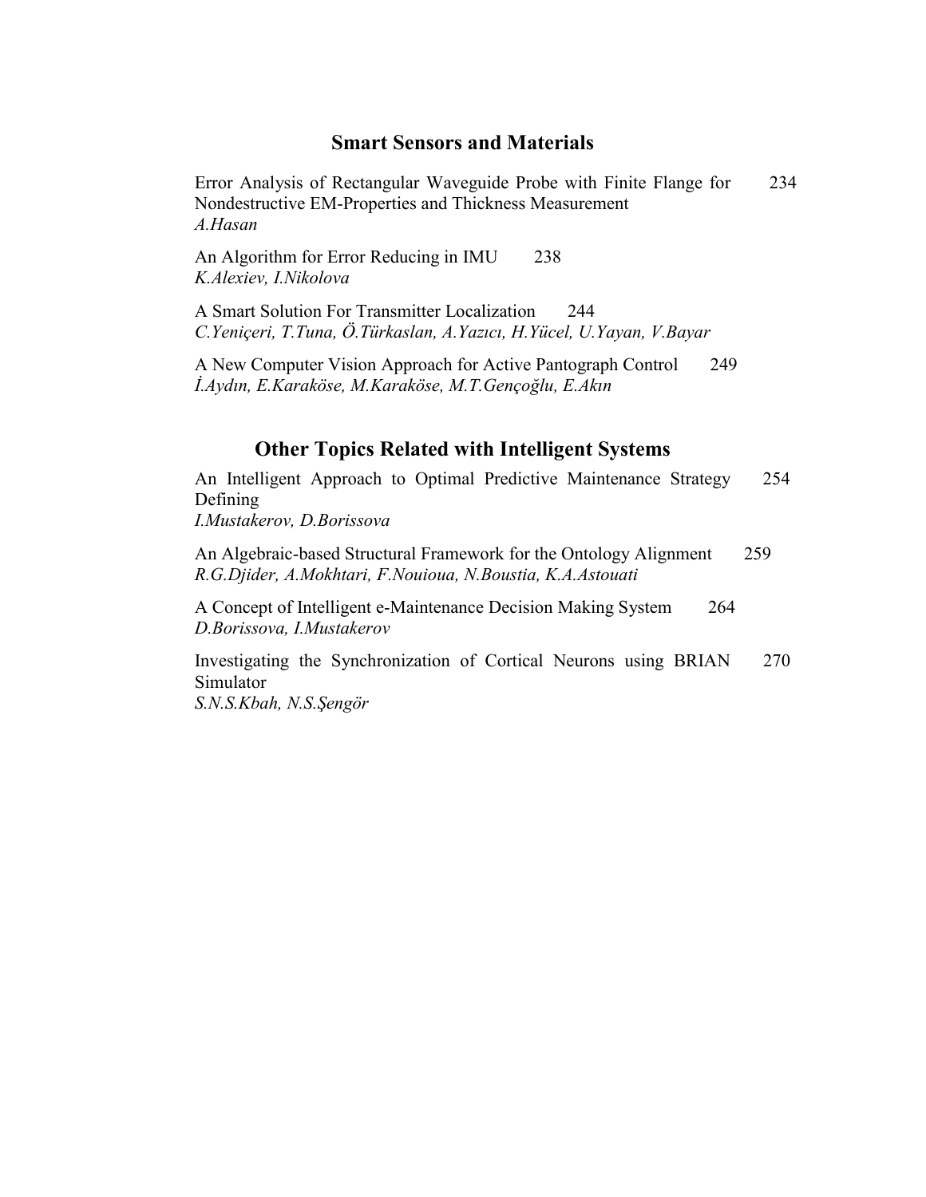## Smart Sensors and Materials

Error Analysis of Rectangular Waveguide Probe with Finite Flange for Nondestructive EM-Properties and Thickness Measurement 234
*A.Hasan*

An Algorithm for Error Reducing in IMU 238
*K.Alexiev, I.Nikolova*

A Smart Solution For Transmitter Localization 244
*C.Yeniçeri, T.Tuna, Ö.Türkaslan, A.Yazıcı, H.Yücel, U.Yayan, V.Bayar*

A New Computer Vision Approach for Active Pantograph Control 249
*İ.Aydın, E.Karaköse, M.Karaköse, M.T.Gençoğlu, E.Akın*

## Other Topics Related with Intelligent Systems

An Intelligent Approach to Optimal Predictive Maintenance Strategy Defining 254
*I.Mustakerov, D.Borissova*

An Algebraic-based Structural Framework for the Ontology Alignment 259
*R.G.Djider, A.Mokhtari, F.Nouioua, N.Boustia, K.A.Astouati*

A Concept of Intelligent e-Maintenance Decision Making System 264
*D.Borissova, I.Mustakerov*

Investigating the Synchronization of Cortical Neurons using BRIAN Simulator 270
*S.N.S.Kbah, N.S.Şengör*